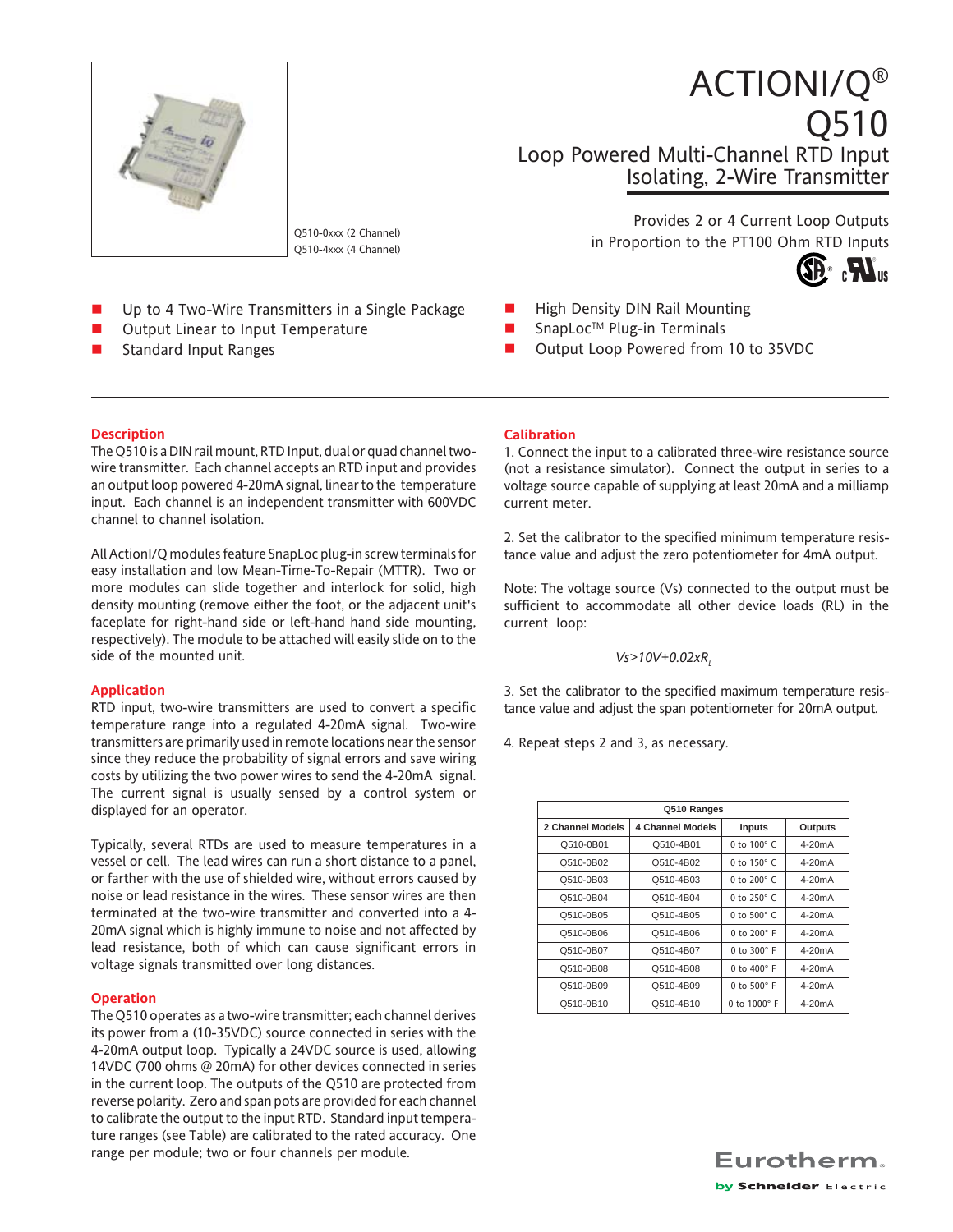# ACTIONI/Q®

# Q510

## Loop Powered Multi-Channel RTD Input Isolating, 2-Wire Transmitter

Q510-0xxx (2 Channel)
Q510-4xxx (4 Channel)

Provides 2 or 4 Current Loop Outputs in Proportion to the PT100 Ohm RTD Inputs

- Up to 4 Two-Wire Transmitters in a Single Package
- Output Linear to Input Temperature
- Standard Input Ranges
- High Density DIN Rail Mounting
- SnapLoc™ Plug-in Terminals
- Output Loop Powered from 10 to 35VDC

### Description

The Q510 is a DIN rail mount, RTD Input, dual or quad channel two-wire transmitter. Each channel accepts an RTD input and provides an output loop powered 4-20mA signal, linear to the temperature input. Each channel is an independent transmitter with 600VDC channel to channel isolation.

All ActionI/Q modules feature SnapLoc plug-in screw terminals for easy installation and low Mean-Time-To-Repair (MTTR). Two or more modules can slide together and interlock for solid, high density mounting (remove either the foot, or the adjacent unit's faceplate for right-hand side or left-hand hand side mounting, respectively). The module to be attached will easily slide on to the side of the mounted unit.

### Application

RTD input, two-wire transmitters are used to convert a specific temperature range into a regulated 4-20mA signal. Two-wire transmitters are primarily used in remote locations near the sensor since they reduce the probability of signal errors and save wiring costs by utilizing the two power wires to send the 4-20mA signal. The current signal is usually sensed by a control system or displayed for an operator.

Typically, several RTDs are used to measure temperatures in a vessel or cell. The lead wires can run a short distance to a panel, or farther with the use of shielded wire, without errors caused by noise or lead resistance in the wires. These sensor wires are then terminated at the two-wire transmitter and converted into a 4-20mA signal which is highly immune to noise and not affected by lead resistance, both of which can cause significant errors in voltage signals transmitted over long distances.

### Operation

The Q510 operates as a two-wire transmitter; each channel derives its power from a (10-35VDC) source connected in series with the 4-20mA output loop. Typically a 24VDC source is used, allowing 14VDC (700 ohms @ 20mA) for other devices connected in series in the current loop. The outputs of the Q510 are protected from reverse polarity. Zero and span pots are provided for each channel to calibrate the output to the input RTD. Standard input temperature ranges (see Table) are calibrated to the rated accuracy. One range per module; two or four channels per module.

### Calibration

1. Connect the input to a calibrated three-wire resistance source (not a resistance simulator). Connect the output in series to a voltage source capable of supplying at least 20mA and a milliamp current meter.

2. Set the calibrator to the specified minimum temperature resistance value and adjust the zero potentiometer for 4mA output.

Note: The voltage source (Vs) connected to the output must be sufficient to accommodate all other device loads (RL) in the current loop:

$$V_s \geq 10V + 0.02R_L$$

3. Set the calibrator to the specified maximum temperature resistance value and adjust the span potentiometer for 20mA output.

4. Repeat steps 2 and 3, as necessary.

| Q510 Ranges | | | |
|---|---|---|---|
| 2 Channel Models | 4 Channel Models | Inputs | Outputs |
| Q510-0B01 | Q510-4B01 | 0 to 100° C | 4-20mA |
| Q510-0B02 | Q510-4B02 | 0 to 150° C | 4-20mA |
| Q510-0B03 | Q510-4B03 | 0 to 200° C | 4-20mA |
| Q510-0B04 | Q510-4B04 | 0 to 250° C | 4-20mA |
| Q510-0B05 | Q510-4B05 | 0 to 500° C | 4-20mA |
| Q510-0B06 | Q510-4B06 | 0 to 200° F | 4-20mA |
| Q510-0B07 | Q510-4B07 | 0 to 300° F | 4-20mA |
| Q510-0B08 | Q510-4B08 | 0 to 400° F | 4-20mA |
| Q510-0B09 | Q510-4B09 | 0 to 500° F | 4-20mA |
| Q510-0B10 | Q510-4B10 | 0 to 1000° F | 4-20mA |

Eurotherm
by Schneider Electric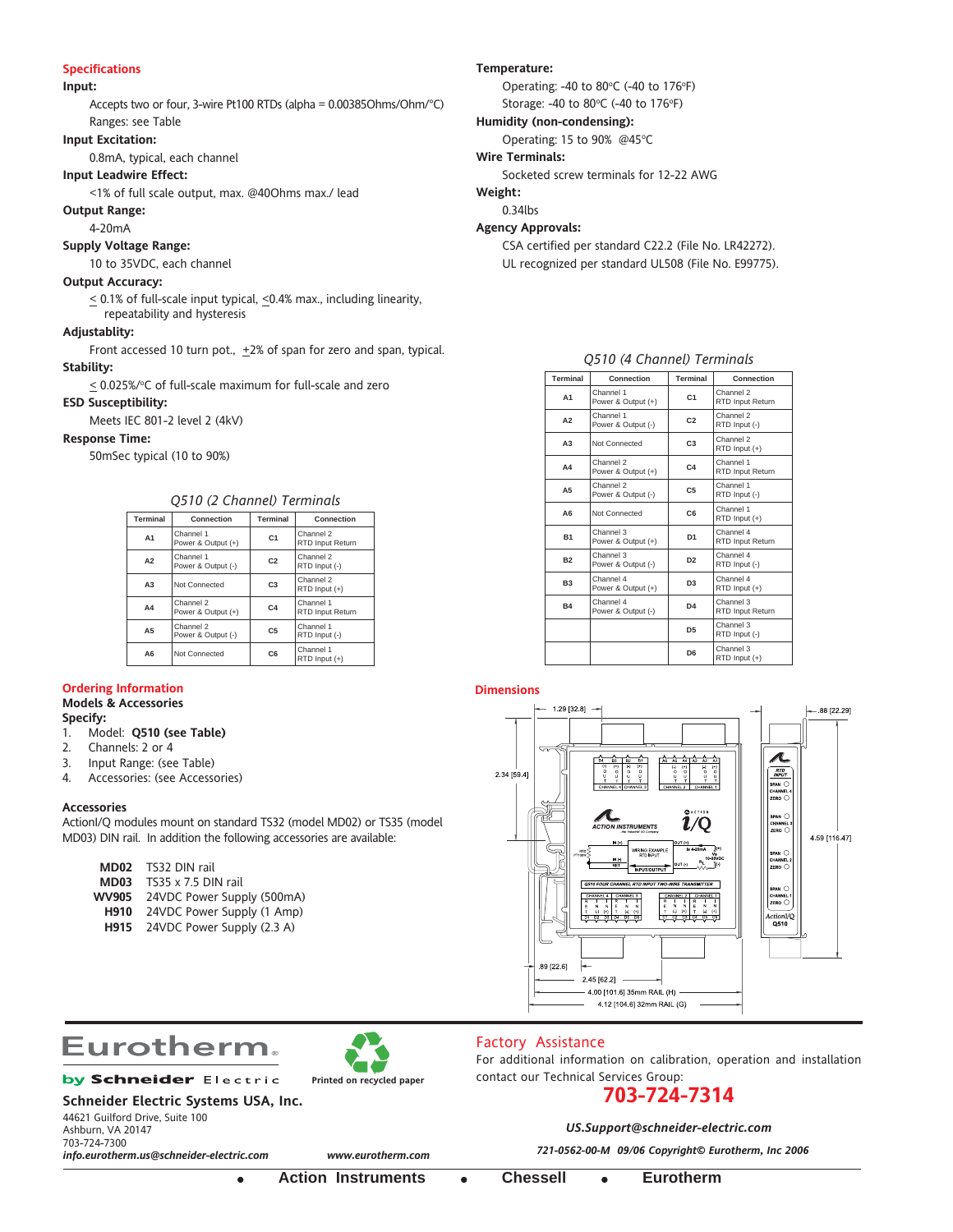## Specifications

**Input:**

Accepts two or four, 3-wire Pt100 RTDs (alpha = 0.00385Ohms/Ohm/°C)

Ranges: see Table

**Input Excitation:**

0.8mA, typical, each channel

**Input Leadwire Effect:**

<1% of full scale output, max. @40Ohms max./ lead

**Output Range:**

4-20mA

**Supply Voltage Range:**

10 to 35VDC, each channel

**Output Accuracy:**

≤ 0.1% of full-scale input typical, ≤0.4% max., including linearity, repeatability and hysteresis

**Adjustablity:**

Front accessed 10 turn pot., ±2% of span for zero and span, typical.

**Stability:**

≤ 0.025%/°C of full-scale maximum for full-scale and zero

**ESD Susceptibility:**

Meets IEC 801-2 level 2 (4kV)

**Response Time:**

50mSec typical (10 to 90%)

**Temperature:**

Operating: -40 to 80°C (-40 to 176°F)

Storage: -40 to 80°C (-40 to 176°F)

**Humidity (non-condensing):**

Operating: 15 to 90% @45°C

**Wire Terminals:**

Socketed screw terminals for 12-22 AWG

**Weight:**

0.34lbs

**Agency Approvals:**

CSA certified per standard C22.2 (File No. LR42272).

UL recognized per standard UL508 (File No. E99775).

*Q510 (2 Channel) Terminals*

| Terminal | Connection | Terminal | Connection |
|---|---|---|---|
| A1 | Channel 1 Power & Output (+) | C1 | Channel 2 RTD Input Return |
| A2 | Channel 1 Power & Output (-) | C2 | Channel 2 RTD Input (-) |
| A3 | Not Connected | C3 | Channel 2 RTD Input (+) |
| A4 | Channel 2 Power & Output (+) | C4 | Channel 1 RTD Input Return |
| A5 | Channel 2 Power & Output (-) | C5 | Channel 1 RTD Input (-) |
| A6 | Not Connected | C6 | Channel 1 RTD Input (+) |

*Q510 (4 Channel) Terminals*

| Terminal | Connection | Terminal | Connection |
|---|---|---|---|
| A1 | Channel 1 Power & Output (+) | C1 | Channel 2 RTD Input Return |
| A2 | Channel 1 Power & Output (-) | C2 | Channel 2 RTD Input (-) |
| A3 | Not Connected | C3 | Channel 2 RTD Input (+) |
| A4 | Channel 2 Power & Output (+) | C4 | Channel 1 RTD Input Return |
| A5 | Channel 2 Power & Output (-) | C5 | Channel 1 RTD Input (-) |
| A6 | Not Connected | C6 | Channel 1 RTD Input (+) |
| B1 | Channel 3 Power & Output (+) | D1 | Channel 4 RTD Input Return |
| B2 | Channel 3 Power & Output (-) | D2 | Channel 4 RTD Input (-) |
| B3 | Channel 4 Power & Output (+) | D3 | Channel 4 RTD Input (+) |
| B4 | Channel 4 Power & Output (-) | D4 | Channel 3 RTD Input Return |
| | | D5 | Channel 3 RTD Input (-) |
| | | D6 | Channel 3 RTD Input (+) |

## Ordering Information

**Models & Accessories**

**Specify:**

1. Model: **Q510 (see Table)**
2. Channels: 2 or 4
3. Input Range: (see Table)
4. Accessories: (see Accessories)

**Accessories**

ActionI/Q modules mount on standard TS32 (model MD02) or TS35 (model MD03) DIN rail. In addition the following accessories are available:

| | |
|---|---|
| **MD02** | TS32 DIN rail |
| **MD03** | TS35 x 7.5 DIN rail |
| **WV905** | 24VDC Power Supply (500mA) |
| **H910** | 24VDC Power Supply (1 Amp) |
| **H915** | 24VDC Power Supply (2.3 A) |

## Dimensions

1.29 [32.8]

.88 [22.29]

2.34 [59.4]

4.59 [116.47]

.89 [22.6]

2.45 [62.2]

4.00 [101.6] 35mm RAIL (H)

4.12 [104.6] 32mm RAIL (G)

Eurotherm

by Schneider Electric

Printed on recycled paper

**Schneider Electric Systems USA, Inc.**

44621 Guilford Drive, Suite 100
Ashburn, VA 20147
703-724-7300
***info.eurotherm.us@schneider-electric.com***

***www.eurotherm.com***

## Factory Assistance

For additional information on calibration, operation and installation contact our Technical Services Group:

**703-724-7314**

***US.Support@schneider-electric.com***

***721-0562-00-M 09/06 Copyright© Eurotherm, Inc 2006***

**Action Instruments • Chessell • Eurotherm**